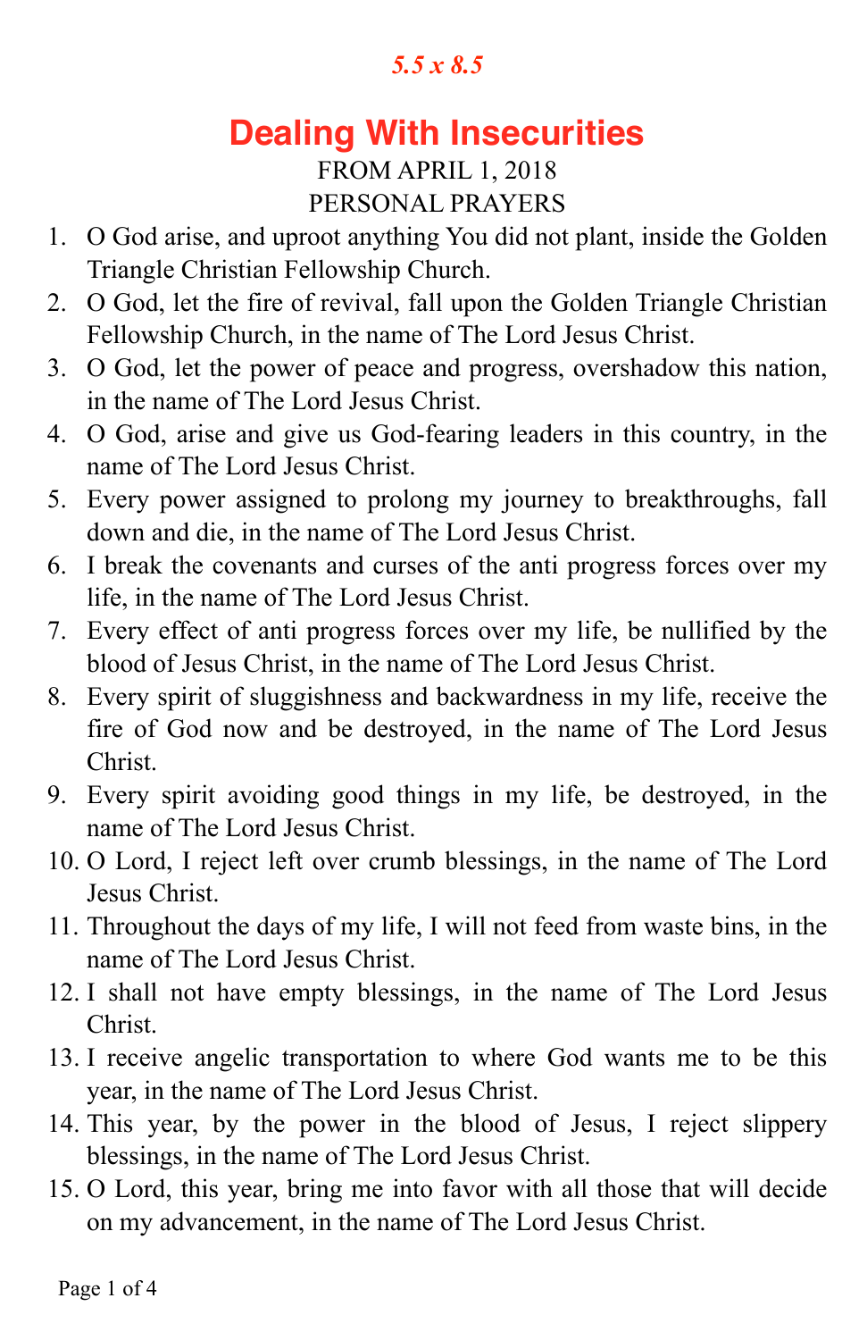*5.5 x 8.5*

# Dealing With Insecurities

FROM APRIL 1, 2018

PERSONAL PRAYERS

1. O God arise, and uproot anything You did not plant, inside the Golden Triangle Christian Fellowship Church.
2. O God, let the fire of revival, fall upon the Golden Triangle Christian Fellowship Church, in the name of The Lord Jesus Christ.
3. O God, let the power of peace and progress, overshadow this nation, in the name of The Lord Jesus Christ.
4. O God, arise and give us God-fearing leaders in this country, in the name of The Lord Jesus Christ.
5. Every power assigned to prolong my journey to breakthroughs, fall down and die, in the name of The Lord Jesus Christ.
6. I break the covenants and curses of the anti progress forces over my life, in the name of The Lord Jesus Christ.
7. Every effect of anti progress forces over my life, be nullified by the blood of Jesus Christ, in the name of The Lord Jesus Christ.
8. Every spirit of sluggishness and backwardness in my life, receive the fire of God now and be destroyed, in the name of The Lord Jesus Christ.
9. Every spirit avoiding good things in my life, be destroyed, in the name of The Lord Jesus Christ.
10. O Lord, I reject left over crumb blessings, in the name of The Lord Jesus Christ.
11. Throughout the days of my life, I will not feed from waste bins, in the name of The Lord Jesus Christ.
12. I shall not have empty blessings, in the name of The Lord Jesus Christ.
13. I receive angelic transportation to where God wants me to be this year, in the name of The Lord Jesus Christ.
14. This year, by the power in the blood of Jesus, I reject slippery blessings, in the name of The Lord Jesus Christ.
15. O Lord, this year, bring me into favor with all those that will decide on my advancement, in the name of The Lord Jesus Christ.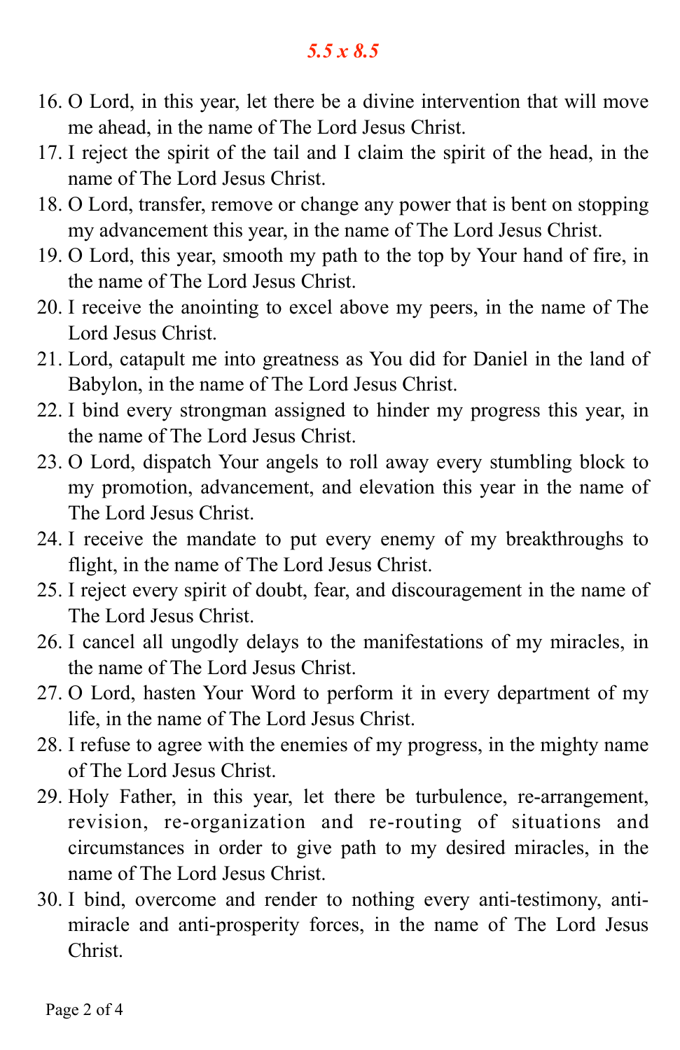16. O Lord, in this year, let there be a divine intervention that will move me ahead, in the name of The Lord Jesus Christ.
17. I reject the spirit of the tail and I claim the spirit of the head, in the name of The Lord Jesus Christ.
18. O Lord, transfer, remove or change any power that is bent on stopping my advancement this year, in the name of The Lord Jesus Christ.
19. O Lord, this year, smooth my path to the top by Your hand of fire, in the name of The Lord Jesus Christ.
20. I receive the anointing to excel above my peers, in the name of The Lord Jesus Christ.
21. Lord, catapult me into greatness as You did for Daniel in the land of Babylon, in the name of The Lord Jesus Christ.
22. I bind every strongman assigned to hinder my progress this year, in the name of The Lord Jesus Christ.
23. O Lord, dispatch Your angels to roll away every stumbling block to my promotion, advancement, and elevation this year in the name of The Lord Jesus Christ.
24. I receive the mandate to put every enemy of my breakthroughs to flight, in the name of The Lord Jesus Christ.
25. I reject every spirit of doubt, fear, and discouragement in the name of The Lord Jesus Christ.
26. I cancel all ungodly delays to the manifestations of my miracles, in the name of The Lord Jesus Christ.
27. O Lord, hasten Your Word to perform it in every department of my life, in the name of The Lord Jesus Christ.
28. I refuse to agree with the enemies of my progress, in the mighty name of The Lord Jesus Christ.
29. Holy Father, in this year, let there be turbulence, re-arrangement, revision, re-organization and re-routing of situations and circumstances in order to give path to my desired miracles, in the name of The Lord Jesus Christ.
30. I bind, overcome and render to nothing every anti-testimony, anti-miracle and anti-prosperity forces, in the name of The Lord Jesus Christ.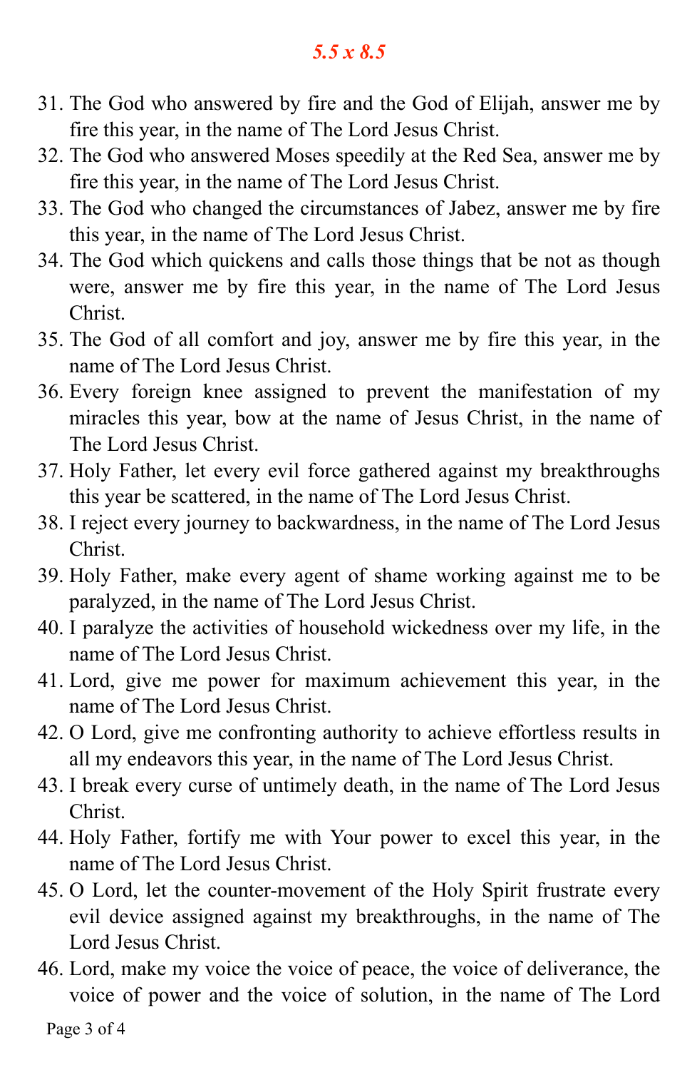*5.5 x 8.5*

31. The God who answered by fire and the God of Elijah, answer me by fire this year, in the name of The Lord Jesus Christ.
32. The God who answered Moses speedily at the Red Sea, answer me by fire this year, in the name of The Lord Jesus Christ.
33. The God who changed the circumstances of Jabez, answer me by fire this year, in the name of The Lord Jesus Christ.
34. The God which quickens and calls those things that be not as though were, answer me by fire this year, in the name of The Lord Jesus Christ.
35. The God of all comfort and joy, answer me by fire this year, in the name of The Lord Jesus Christ.
36. Every foreign knee assigned to prevent the manifestation of my miracles this year, bow at the name of Jesus Christ, in the name of The Lord Jesus Christ.
37. Holy Father, let every evil force gathered against my breakthroughs this year be scattered, in the name of The Lord Jesus Christ.
38. I reject every journey to backwardness, in the name of The Lord Jesus Christ.
39. Holy Father, make every agent of shame working against me to be paralyzed, in the name of The Lord Jesus Christ.
40. I paralyze the activities of household wickedness over my life, in the name of The Lord Jesus Christ.
41. Lord, give me power for maximum achievement this year, in the name of The Lord Jesus Christ.
42. O Lord, give me confronting authority to achieve effortless results in all my endeavors this year, in the name of The Lord Jesus Christ.
43. I break every curse of untimely death, in the name of The Lord Jesus Christ.
44. Holy Father, fortify me with Your power to excel this year, in the name of The Lord Jesus Christ.
45. O Lord, let the counter-movement of the Holy Spirit frustrate every evil device assigned against my breakthroughs, in the name of The Lord Jesus Christ.
46. Lord, make my voice the voice of peace, the voice of deliverance, the voice of power and the voice of solution, in the name of The Lord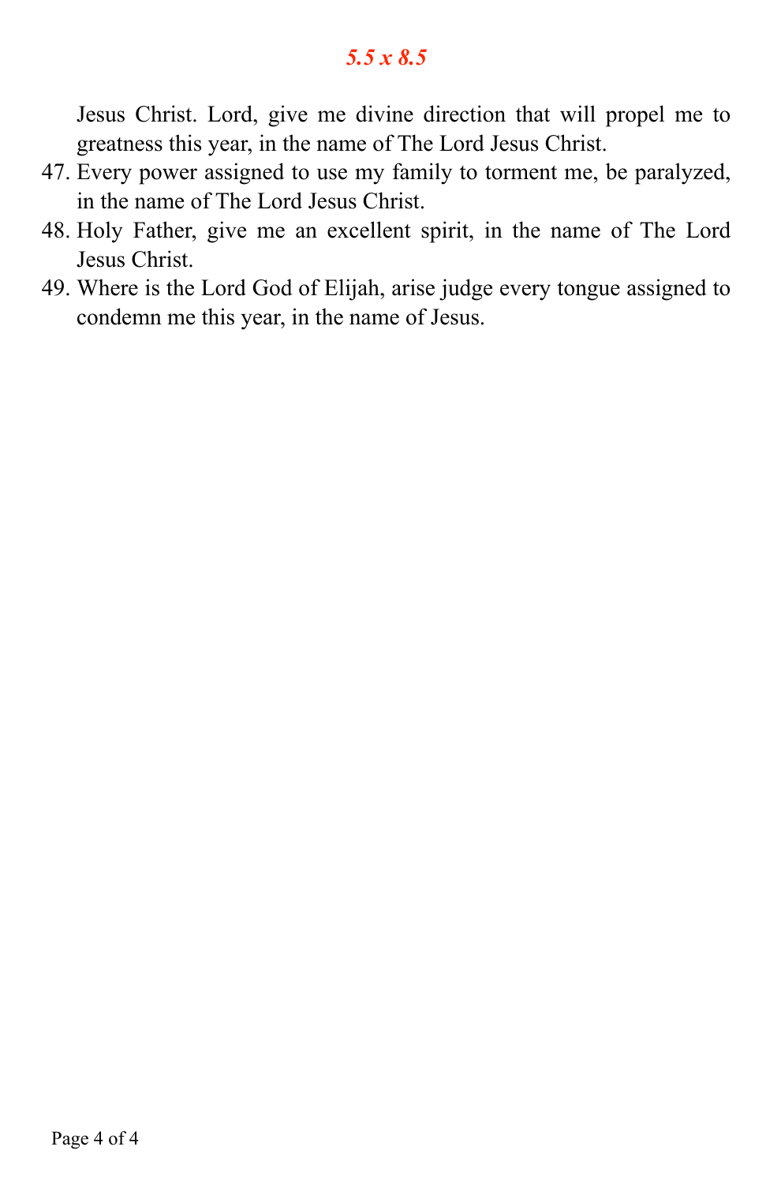Jesus Christ. Lord, give me divine direction that will propel me to greatness this year, in the name of The Lord Jesus Christ.

47. Every power assigned to use my family to torment me, be paralyzed, in the name of The Lord Jesus Christ.
48. Holy Father, give me an excellent spirit, in the name of The Lord Jesus Christ.
49. Where is the Lord God of Elijah, arise judge every tongue assigned to condemn me this year, in the name of Jesus.